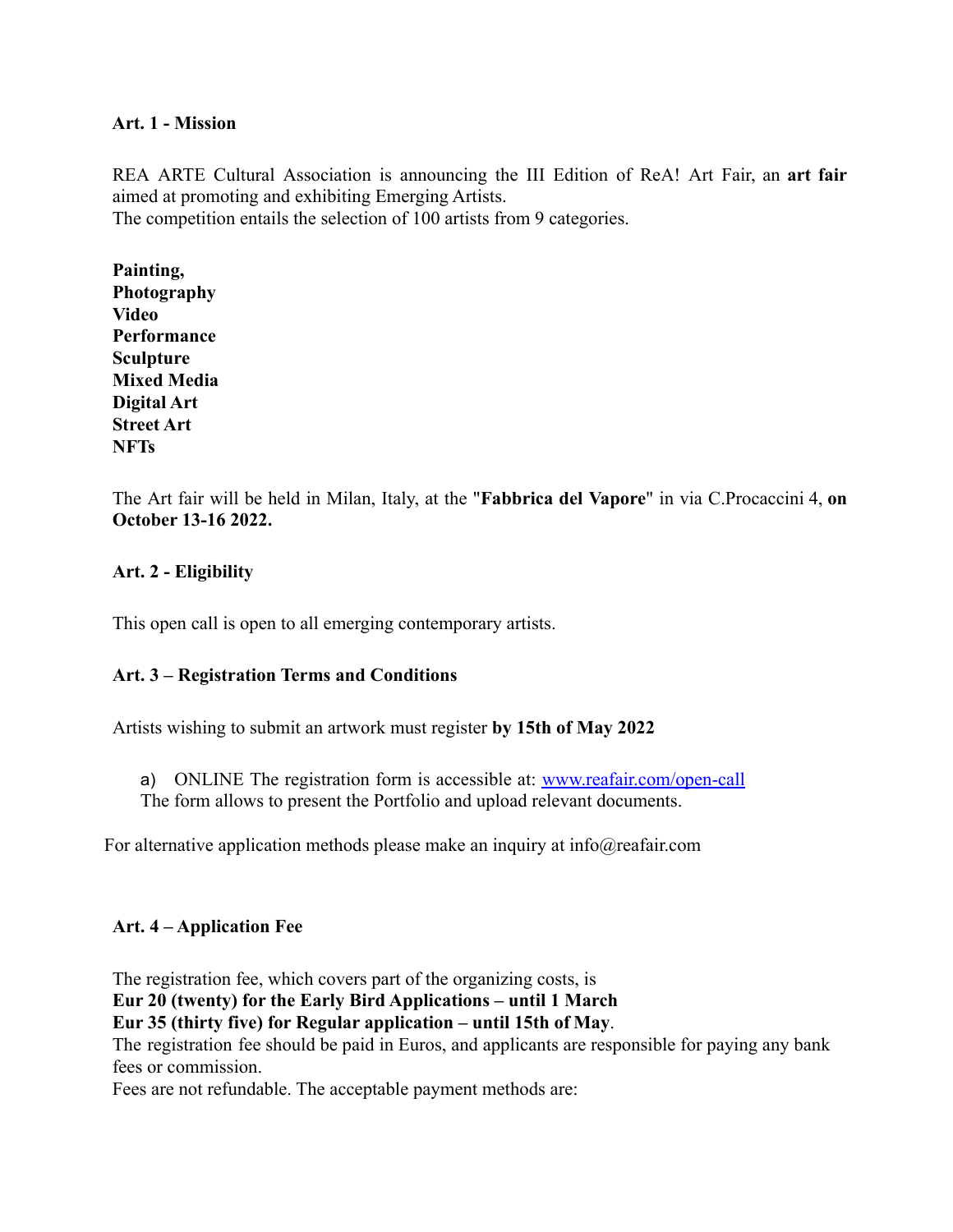### Art. 1 - Mission

REA ARTE Cultural Association is announcing the III Edition of ReA! Art Fair, an **art fair** aimed at promoting and exhibiting Emerging Artists.
The competition entails the selection of 100 artists from 9 categories.

**Painting,**
**Photography**
**Video**
**Performance**
**Sculpture**
**Mixed Media**
**Digital Art**
**Street Art**
**NFTs**

The Art fair will be held in Milan, Italy, at the "**Fabbrica del Vapore**" in via C.Procaccini 4, **on October 13-16 2022.**

### Art. 2 - Eligibility

This open call is open to all emerging contemporary artists.

### Art. 3 – Registration Terms and Conditions

Artists wishing to submit an artwork must register **by 15th of May 2022**

a) ONLINE The registration form is accessible at: [www.reafair.com/open-call](www.reafair.com/open-call)
The form allows to present the Portfolio and upload relevant documents.

For alternative application methods please make an inquiry at info@reafair.com

### Art. 4 – Application Fee

The registration fee, which covers part of the organizing costs, is
**Eur 20 (twenty) for the Early Bird Applications – until 1 March**
**Eur 35 (thirty five) for Regular application – until 15th of May**.
The registration fee should be paid in Euros, and applicants are responsible for paying any bank fees or commission.
Fees are not refundable. The acceptable payment methods are: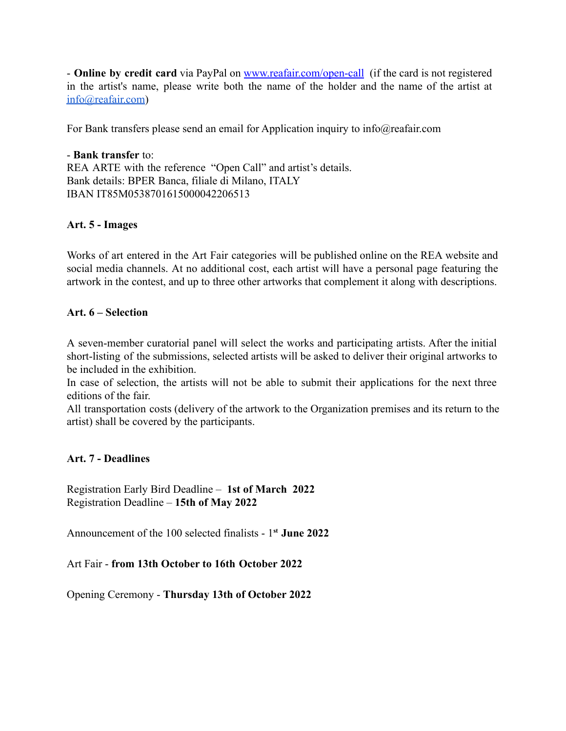- **Online by credit card** via PayPal on [www.reafair.com/open-call](www.reafair.com/open-call) (if the card is not registered in the artist's name, please write both the name of the holder and the name of the artist at [info@reafair.com](mailto:info@reafair.com))

For Bank transfers please send an email for Application inquiry to info@reafair.com

- **Bank transfer** to:

REA ARTE with the reference "Open Call" and artist's details.
Bank details: BPER Banca, filiale di Milano, ITALY
IBAN IT85M0538701615000042206513

**Art. 5 - Images**

Works of art entered in the Art Fair categories will be published online on the REA website and social media channels. At no additional cost, each artist will have a personal page featuring the artwork in the contest, and up to three other artworks that complement it along with descriptions.

**Art. 6 – Selection**

A seven-member curatorial panel will select the works and participating artists. After the initial short-listing of the submissions, selected artists will be asked to deliver their original artworks to be included in the exhibition.
In case of selection, the artists will not be able to submit their applications for the next three editions of the fair.
All transportation costs (delivery of the artwork to the Organization premises and its return to the artist) shall be covered by the participants.

**Art. 7 - Deadlines**

Registration Early Bird Deadline – **1st of March 2022**
Registration Deadline – **15th of May 2022**

Announcement of the 100 selected finalists - 1st **June 2022**

Art Fair - **from 13th October to 16th October 2022**

Opening Ceremony - **Thursday 13th of October 2022**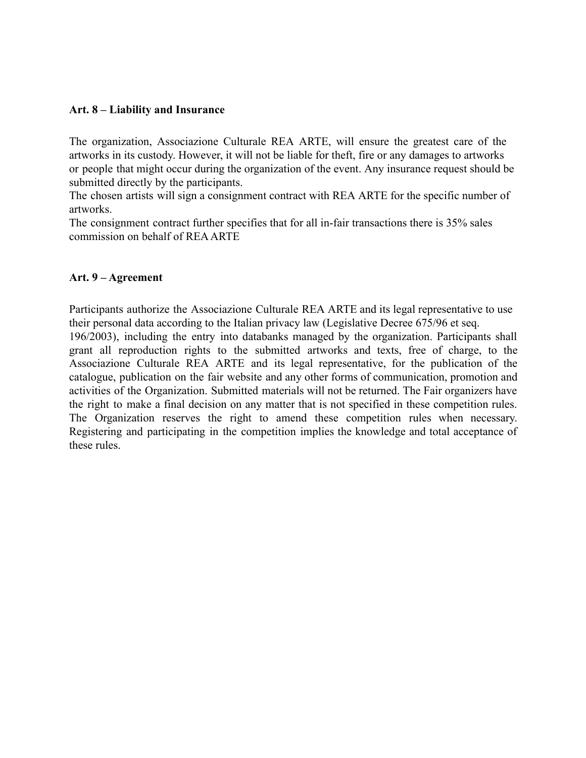**Art. 8 – Liability and Insurance**

The organization, Associazione Culturale REA ARTE, will ensure the greatest care of the artworks in its custody. However, it will not be liable for theft, fire or any damages to artworks or people that might occur during the organization of the event. Any insurance request should be submitted directly by the participants.
The chosen artists will sign a consignment contract with REA ARTE for the specific number of artworks.
The consignment contract further specifies that for all in-fair transactions there is 35% sales commission on behalf of REA ARTE

**Art. 9 – Agreement**

Participants authorize the Associazione Culturale REA ARTE and its legal representative to use their personal data according to the Italian privacy law (Legislative Decree 675/96 et seq. 196/2003), including the entry into databanks managed by the organization. Participants shall grant all reproduction rights to the submitted artworks and texts, free of charge, to the Associazione Culturale REA ARTE and its legal representative, for the publication of the catalogue, publication on the fair website and any other forms of communication, promotion and activities of the Organization. Submitted materials will not be returned. The Fair organizers have the right to make a final decision on any matter that is not specified in these competition rules. The Organization reserves the right to amend these competition rules when necessary. Registering and participating in the competition implies the knowledge and total acceptance of these rules.